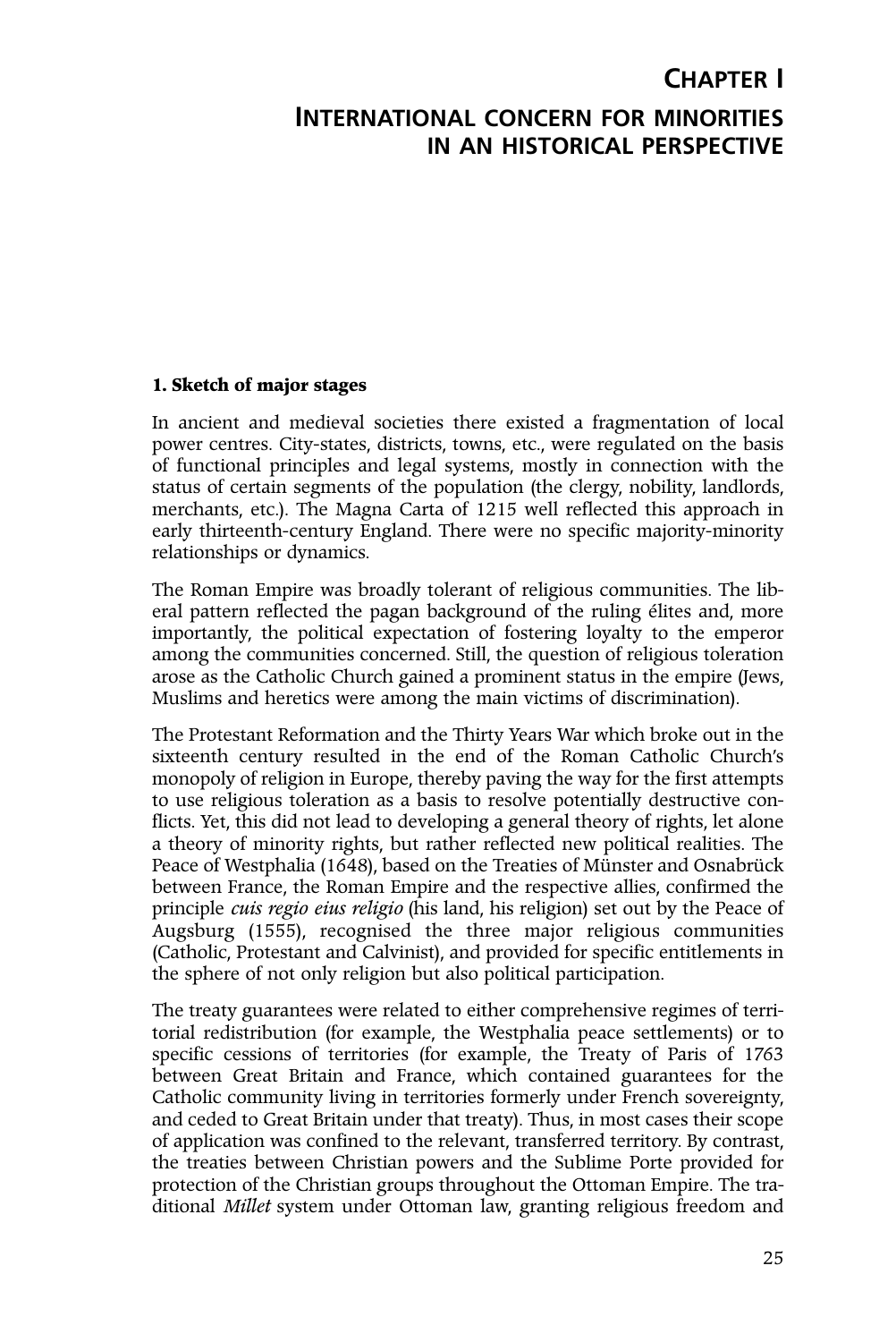# Chapter I
# International concern for minorities in an historical perspective

## 1. Sketch of major stages

In ancient and medieval societies there existed a fragmentation of local power centres. City-states, districts, towns, etc., were regulated on the basis of functional principles and legal systems, mostly in connection with the status of certain segments of the population (the clergy, nobility, landlords, merchants, etc.). The Magna Carta of 1215 well reflected this approach in early thirteenth-century England. There were no specific majority-minority relationships or dynamics.

The Roman Empire was broadly tolerant of religious communities. The liberal pattern reflected the pagan background of the ruling élites and, more importantly, the political expectation of fostering loyalty to the emperor among the communities concerned. Still, the question of religious toleration arose as the Catholic Church gained a prominent status in the empire (Jews, Muslims and heretics were among the main victims of discrimination).

The Protestant Reformation and the Thirty Years War which broke out in the sixteenth century resulted in the end of the Roman Catholic Church's monopoly of religion in Europe, thereby paving the way for the first attempts to use religious toleration as a basis to resolve potentially destructive conflicts. Yet, this did not lead to developing a general theory of rights, let alone a theory of minority rights, but rather reflected new political realities. The Peace of Westphalia (1648), based on the Treaties of Münster and Osnabrück between France, the Roman Empire and the respective allies, confirmed the principle *cuis regio eius religio* (his land, his religion) set out by the Peace of Augsburg (1555), recognised the three major religious communities (Catholic, Protestant and Calvinist), and provided for specific entitlements in the sphere of not only religion but also political participation.

The treaty guarantees were related to either comprehensive regimes of territorial redistribution (for example, the Westphalia peace settlements) or to specific cessions of territories (for example, the Treaty of Paris of 1763 between Great Britain and France, which contained guarantees for the Catholic community living in territories formerly under French sovereignty, and ceded to Great Britain under that treaty). Thus, in most cases their scope of application was confined to the relevant, transferred territory. By contrast, the treaties between Christian powers and the Sublime Porte provided for protection of the Christian groups throughout the Ottoman Empire. The traditional *Millet* system under Ottoman law, granting religious freedom and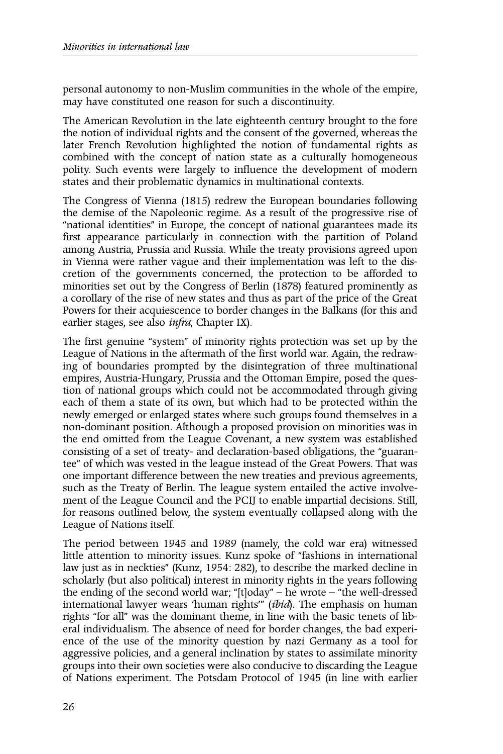personal autonomy to non-Muslim communities in the whole of the empire, may have constituted one reason for such a discontinuity.

The American Revolution in the late eighteenth century brought to the fore the notion of individual rights and the consent of the governed, whereas the later French Revolution highlighted the notion of fundamental rights as combined with the concept of nation state as a culturally homogeneous polity. Such events were largely to influence the development of modern states and their problematic dynamics in multinational contexts.

The Congress of Vienna (1815) redrew the European boundaries following the demise of the Napoleonic regime. As a result of the progressive rise of "national identities" in Europe, the concept of national guarantees made its first appearance particularly in connection with the partition of Poland among Austria, Prussia and Russia. While the treaty provisions agreed upon in Vienna were rather vague and their implementation was left to the discretion of the governments concerned, the protection to be afforded to minorities set out by the Congress of Berlin (1878) featured prominently as a corollary of the rise of new states and thus as part of the price of the Great Powers for their acquiescence to border changes in the Balkans (for this and earlier stages, see also *infra*, Chapter IX).

The first genuine "system" of minority rights protection was set up by the League of Nations in the aftermath of the first world war. Again, the redrawing of boundaries prompted by the disintegration of three multinational empires, Austria-Hungary, Prussia and the Ottoman Empire, posed the question of national groups which could not be accommodated through giving each of them a state of its own, but which had to be protected within the newly emerged or enlarged states where such groups found themselves in a non-dominant position. Although a proposed provision on minorities was in the end omitted from the League Covenant, a new system was established consisting of a set of treaty- and declaration-based obligations, the "guarantee" of which was vested in the league instead of the Great Powers. That was one important difference between the new treaties and previous agreements, such as the Treaty of Berlin. The league system entailed the active involvement of the League Council and the PCIJ to enable impartial decisions. Still, for reasons outlined below, the system eventually collapsed along with the League of Nations itself.

The period between 1945 and 1989 (namely, the cold war era) witnessed little attention to minority issues. Kunz spoke of "fashions in international law just as in neckties" (Kunz, 1954: 282), to describe the marked decline in scholarly (but also political) interest in minority rights in the years following the ending of the second world war; "[t]oday" – he wrote – "the well-dressed international lawyer wears 'human rights'" (*ibid*). The emphasis on human rights "for all" was the dominant theme, in line with the basic tenets of liberal individualism. The absence of need for border changes, the bad experience of the use of the minority question by nazi Germany as a tool for aggressive policies, and a general inclination by states to assimilate minority groups into their own societies were also conducive to discarding the League of Nations experiment. The Potsdam Protocol of 1945 (in line with earlier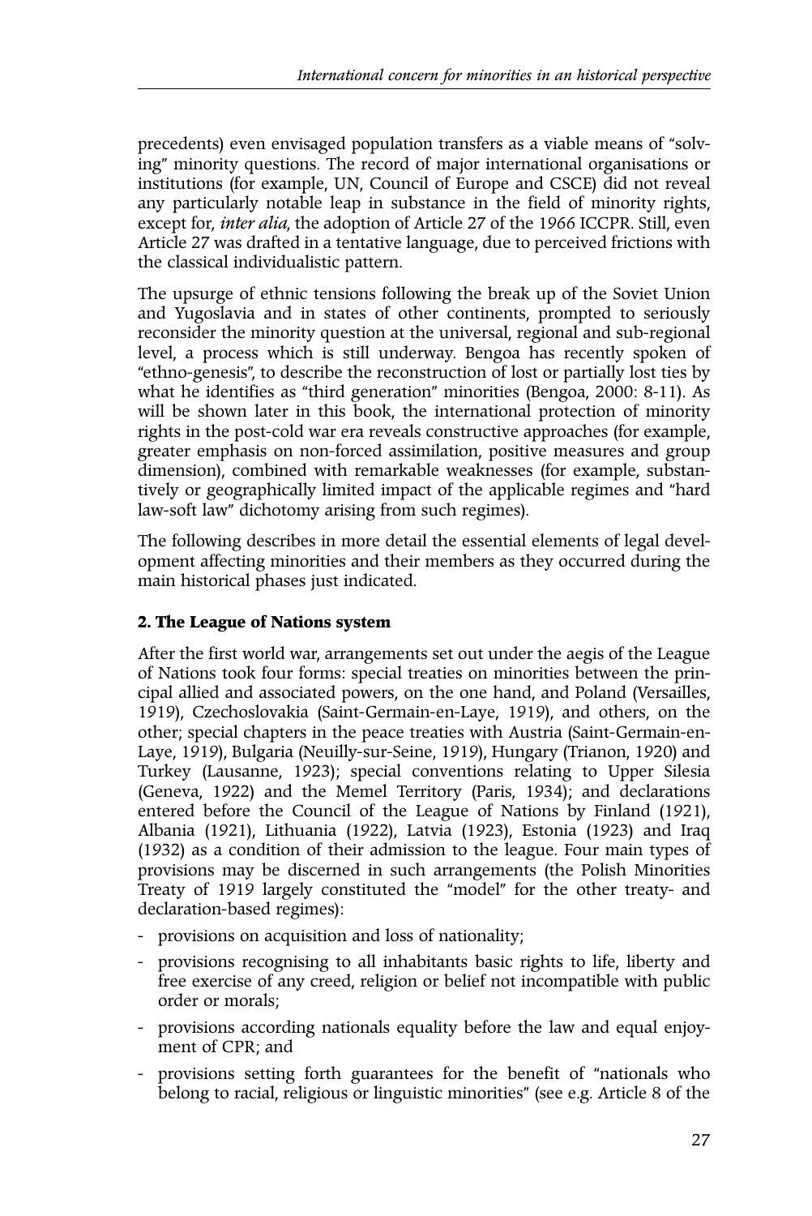precedents) even envisaged population transfers as a viable means of "solving" minority questions. The record of major international organisations or institutions (for example, UN, Council of Europe and CSCE) did not reveal any particularly notable leap in substance in the field of minority rights, except for, *inter alia*, the adoption of Article 27 of the 1966 ICCPR. Still, even Article 27 was drafted in a tentative language, due to perceived frictions with the classical individualistic pattern.

The upsurge of ethnic tensions following the break up of the Soviet Union and Yugoslavia and in states of other continents, prompted to seriously reconsider the minority question at the universal, regional and sub-regional level, a process which is still underway. Bengoa has recently spoken of "ethno-genesis", to describe the reconstruction of lost or partially lost ties by what he identifies as "third generation" minorities (Bengoa, 2000: 8-11). As will be shown later in this book, the international protection of minority rights in the post-cold war era reveals constructive approaches (for example, greater emphasis on non-forced assimilation, positive measures and group dimension), combined with remarkable weaknesses (for example, substantively or geographically limited impact of the applicable regimes and "hard law-soft law" dichotomy arising from such regimes).

The following describes in more detail the essential elements of legal development affecting minorities and their members as they occurred during the main historical phases just indicated.

## 2. The League of Nations system

After the first world war, arrangements set out under the aegis of the League of Nations took four forms: special treaties on minorities between the principal allied and associated powers, on the one hand, and Poland (Versailles, 1919), Czechoslovakia (Saint-Germain-en-Laye, 1919), and others, on the other; special chapters in the peace treaties with Austria (Saint-Germain-en-Laye, 1919), Bulgaria (Neuilly-sur-Seine, 1919), Hungary (Trianon, 1920) and Turkey (Lausanne, 1923); special conventions relating to Upper Silesia (Geneva, 1922) and the Memel Territory (Paris, 1934); and declarations entered before the Council of the League of Nations by Finland (1921), Albania (1921), Lithuania (1922), Latvia (1923), Estonia (1923) and Iraq (1932) as a condition of their admission to the league. Four main types of provisions may be discerned in such arrangements (the Polish Minorities Treaty of 1919 largely constituted the "model" for the other treaty- and declaration-based regimes):

- provisions on acquisition and loss of nationality;
- provisions recognising to all inhabitants basic rights to life, liberty and free exercise of any creed, religion or belief not incompatible with public order or morals;
- provisions according nationals equality before the law and equal enjoyment of CPR; and
- provisions setting forth guarantees for the benefit of "nationals who belong to racial, religious or linguistic minorities" (see e.g. Article 8 of the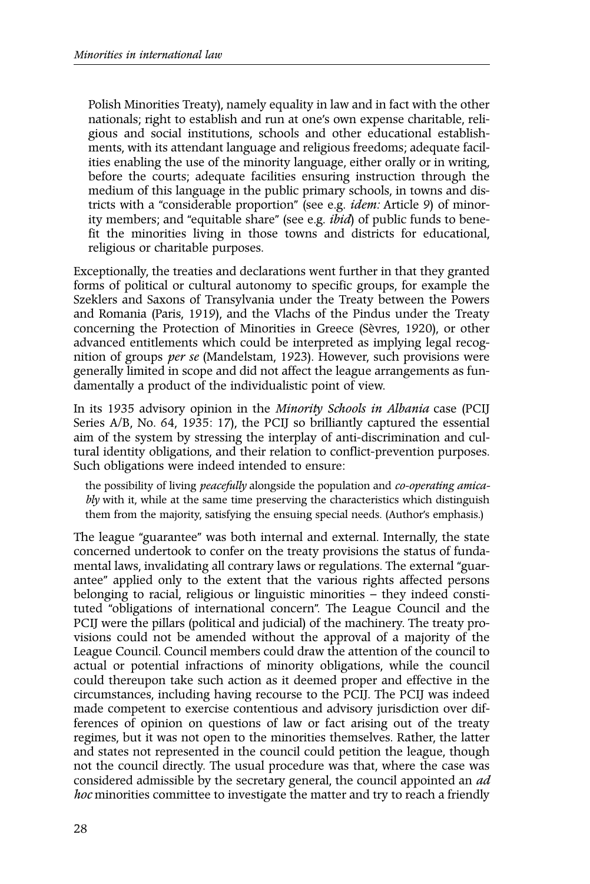Polish Minorities Treaty), namely equality in law and in fact with the other nationals; right to establish and run at one's own expense charitable, religious and social institutions, schools and other educational establishments, with its attendant language and religious freedoms; adequate facilities enabling the use of the minority language, either orally or in writing, before the courts; adequate facilities ensuring instruction through the medium of this language in the public primary schools, in towns and districts with a "considerable proportion" (see e.g. *idem:* Article 9) of minority members; and "equitable share" (see e.g. *ibid*) of public funds to benefit the minorities living in those towns and districts for educational, religious or charitable purposes.

Exceptionally, the treaties and declarations went further in that they granted forms of political or cultural autonomy to specific groups, for example the Szeklers and Saxons of Transylvania under the Treaty between the Powers and Romania (Paris, 1919), and the Vlachs of the Pindus under the Treaty concerning the Protection of Minorities in Greece (Sèvres, 1920), or other advanced entitlements which could be interpreted as implying legal recognition of groups *per se* (Mandelstam, 1923). However, such provisions were generally limited in scope and did not affect the league arrangements as fundamentally a product of the individualistic point of view.

In its 1935 advisory opinion in the *Minority Schools in Albania* case (PCIJ Series A/B, No. 64, 1935: 17), the PCIJ so brilliantly captured the essential aim of the system by stressing the interplay of anti-discrimination and cultural identity obligations, and their relation to conflict-prevention purposes. Such obligations were indeed intended to ensure:

> the possibility of living *peacefully* alongside the population and *co-operating amicably* with it, while at the same time preserving the characteristics which distinguish them from the majority, satisfying the ensuing special needs. (Author's emphasis.)

The league "guarantee" was both internal and external. Internally, the state concerned undertook to confer on the treaty provisions the status of fundamental laws, invalidating all contrary laws or regulations. The external "guarantee" applied only to the extent that the various rights affected persons belonging to racial, religious or linguistic minorities – they indeed constituted "obligations of international concern". The League Council and the PCIJ were the pillars (political and judicial) of the machinery. The treaty provisions could not be amended without the approval of a majority of the League Council. Council members could draw the attention of the council to actual or potential infractions of minority obligations, while the council could thereupon take such action as it deemed proper and effective in the circumstances, including having recourse to the PCIJ. The PCIJ was indeed made competent to exercise contentious and advisory jurisdiction over differences of opinion on questions of law or fact arising out of the treaty regimes, but it was not open to the minorities themselves. Rather, the latter and states not represented in the council could petition the league, though not the council directly. The usual procedure was that, where the case was considered admissible by the secretary general, the council appointed an *ad hoc* minorities committee to investigate the matter and try to reach a friendly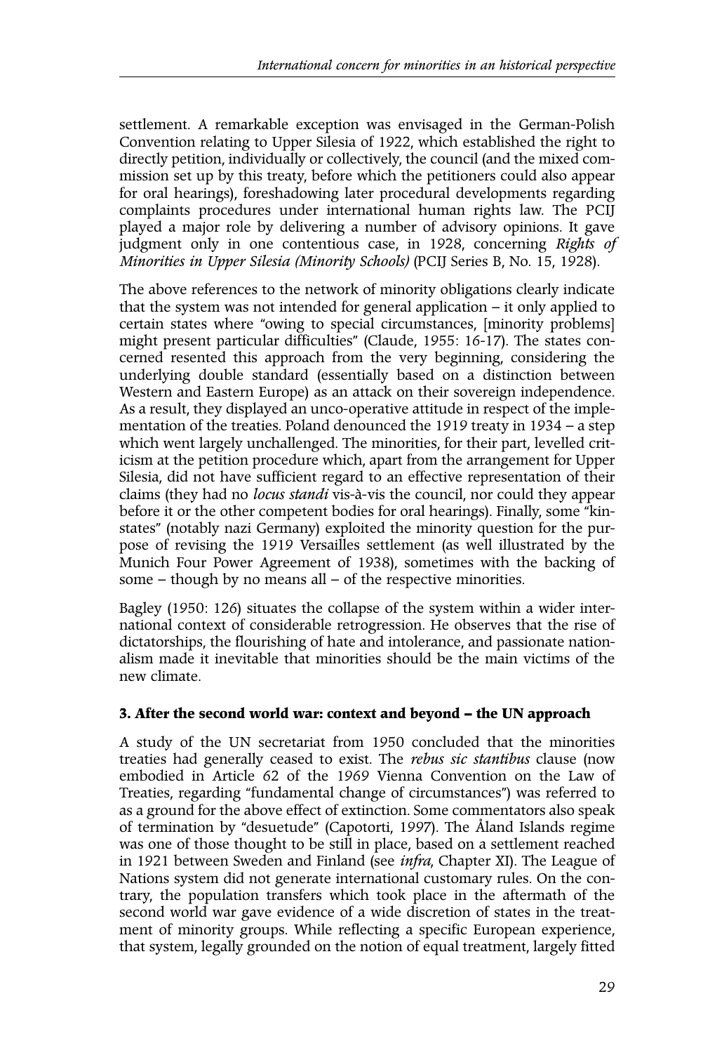settlement. A remarkable exception was envisaged in the German-Polish Convention relating to Upper Silesia of 1922, which established the right to directly petition, individually or collectively, the council (and the mixed commission set up by this treaty, before which the petitioners could also appear for oral hearings), foreshadowing later procedural developments regarding complaints procedures under international human rights law. The PCIJ played a major role by delivering a number of advisory opinions. It gave judgment only in one contentious case, in 1928, concerning *Rights of Minorities in Upper Silesia (Minority Schools)* (PCIJ Series B, No. 15, 1928).

The above references to the network of minority obligations clearly indicate that the system was not intended for general application – it only applied to certain states where "owing to special circumstances, [minority problems] might present particular difficulties" (Claude, 1955: 16-17). The states concerned resented this approach from the very beginning, considering the underlying double standard (essentially based on a distinction between Western and Eastern Europe) as an attack on their sovereign independence. As a result, they displayed an unco-operative attitude in respect of the implementation of the treaties. Poland denounced the 1919 treaty in 1934 – a step which went largely unchallenged. The minorities, for their part, levelled criticism at the petition procedure which, apart from the arrangement for Upper Silesia, did not have sufficient regard to an effective representation of their claims (they had no *locus standi* vis-à-vis the council, nor could they appear before it or the other competent bodies for oral hearings). Finally, some "kin-states" (notably nazi Germany) exploited the minority question for the purpose of revising the 1919 Versailles settlement (as well illustrated by the Munich Four Power Agreement of 1938), sometimes with the backing of some – though by no means all – of the respective minorities.

Bagley (1950: 126) situates the collapse of the system within a wider international context of considerable retrogression. He observes that the rise of dictatorships, the flourishing of hate and intolerance, and passionate nationalism made it inevitable that minorities should be the main victims of the new climate.

## 3. After the second world war: context and beyond – the UN approach

A study of the UN secretariat from 1950 concluded that the minorities treaties had generally ceased to exist. The *rebus sic stantibus* clause (now embodied in Article 62 of the 1969 Vienna Convention on the Law of Treaties, regarding "fundamental change of circumstances") was referred to as a ground for the above effect of extinction. Some commentators also speak of termination by "desuetude" (Capotorti, 1997). The Åland Islands regime was one of those thought to be still in place, based on a settlement reached in 1921 between Sweden and Finland (see *infra*, Chapter XI). The League of Nations system did not generate international customary rules. On the contrary, the population transfers which took place in the aftermath of the second world war gave evidence of a wide discretion of states in the treatment of minority groups. While reflecting a specific European experience, that system, legally grounded on the notion of equal treatment, largely fitted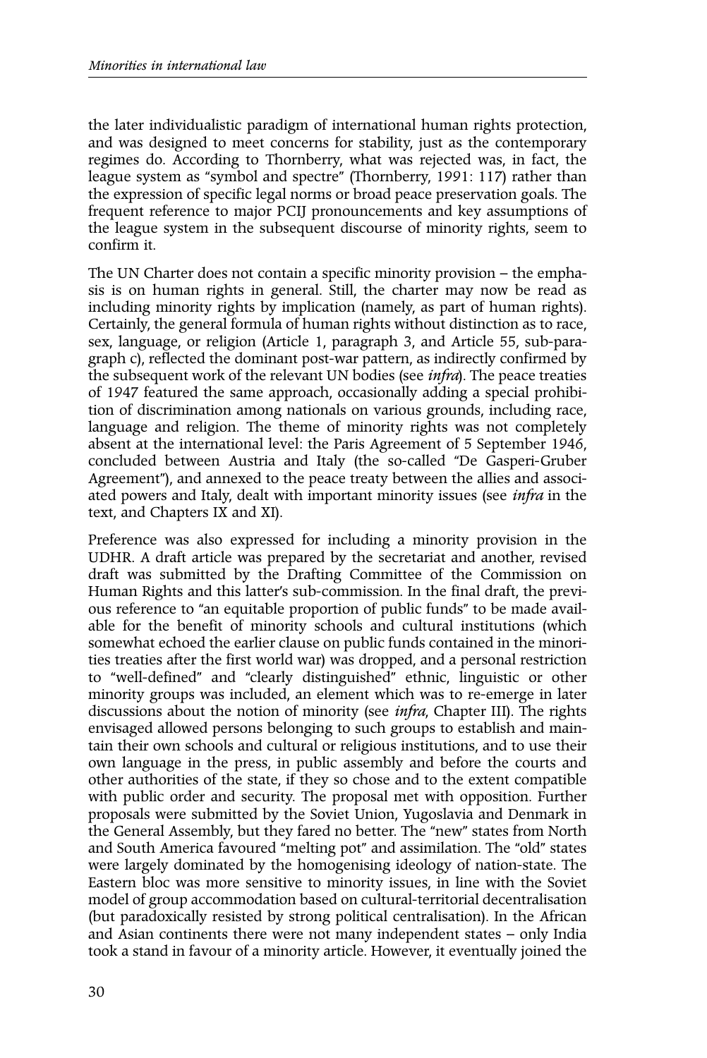the later individualistic paradigm of international human rights protection, and was designed to meet concerns for stability, just as the contemporary regimes do. According to Thornberry, what was rejected was, in fact, the league system as "symbol and spectre" (Thornberry, 1991: 117) rather than the expression of specific legal norms or broad peace preservation goals. The frequent reference to major PCIJ pronouncements and key assumptions of the league system in the subsequent discourse of minority rights, seem to confirm it.

The UN Charter does not contain a specific minority provision – the emphasis is on human rights in general. Still, the charter may now be read as including minority rights by implication (namely, as part of human rights). Certainly, the general formula of human rights without distinction as to race, sex, language, or religion (Article 1, paragraph 3, and Article 55, sub-paragraph c), reflected the dominant post-war pattern, as indirectly confirmed by the subsequent work of the relevant UN bodies (see *infra*). The peace treaties of 1947 featured the same approach, occasionally adding a special prohibition of discrimination among nationals on various grounds, including race, language and religion. The theme of minority rights was not completely absent at the international level: the Paris Agreement of 5 September 1946, concluded between Austria and Italy (the so-called "De Gasperi-Gruber Agreement"), and annexed to the peace treaty between the allies and associated powers and Italy, dealt with important minority issues (see *infra* in the text, and Chapters IX and XI).

Preference was also expressed for including a minority provision in the UDHR. A draft article was prepared by the secretariat and another, revised draft was submitted by the Drafting Committee of the Commission on Human Rights and this latter's sub-commission. In the final draft, the previous reference to "an equitable proportion of public funds" to be made available for the benefit of minority schools and cultural institutions (which somewhat echoed the earlier clause on public funds contained in the minorities treaties after the first world war) was dropped, and a personal restriction to "well-defined" and "clearly distinguished" ethnic, linguistic or other minority groups was included, an element which was to re-emerge in later discussions about the notion of minority (see *infra*, Chapter III). The rights envisaged allowed persons belonging to such groups to establish and maintain their own schools and cultural or religious institutions, and to use their own language in the press, in public assembly and before the courts and other authorities of the state, if they so chose and to the extent compatible with public order and security. The proposal met with opposition. Further proposals were submitted by the Soviet Union, Yugoslavia and Denmark in the General Assembly, but they fared no better. The "new" states from North and South America favoured "melting pot" and assimilation. The "old" states were largely dominated by the homogenising ideology of nation-state. The Eastern bloc was more sensitive to minority issues, in line with the Soviet model of group accommodation based on cultural-territorial decentralisation (but paradoxically resisted by strong political centralisation). In the African and Asian continents there were not many independent states – only India took a stand in favour of a minority article. However, it eventually joined the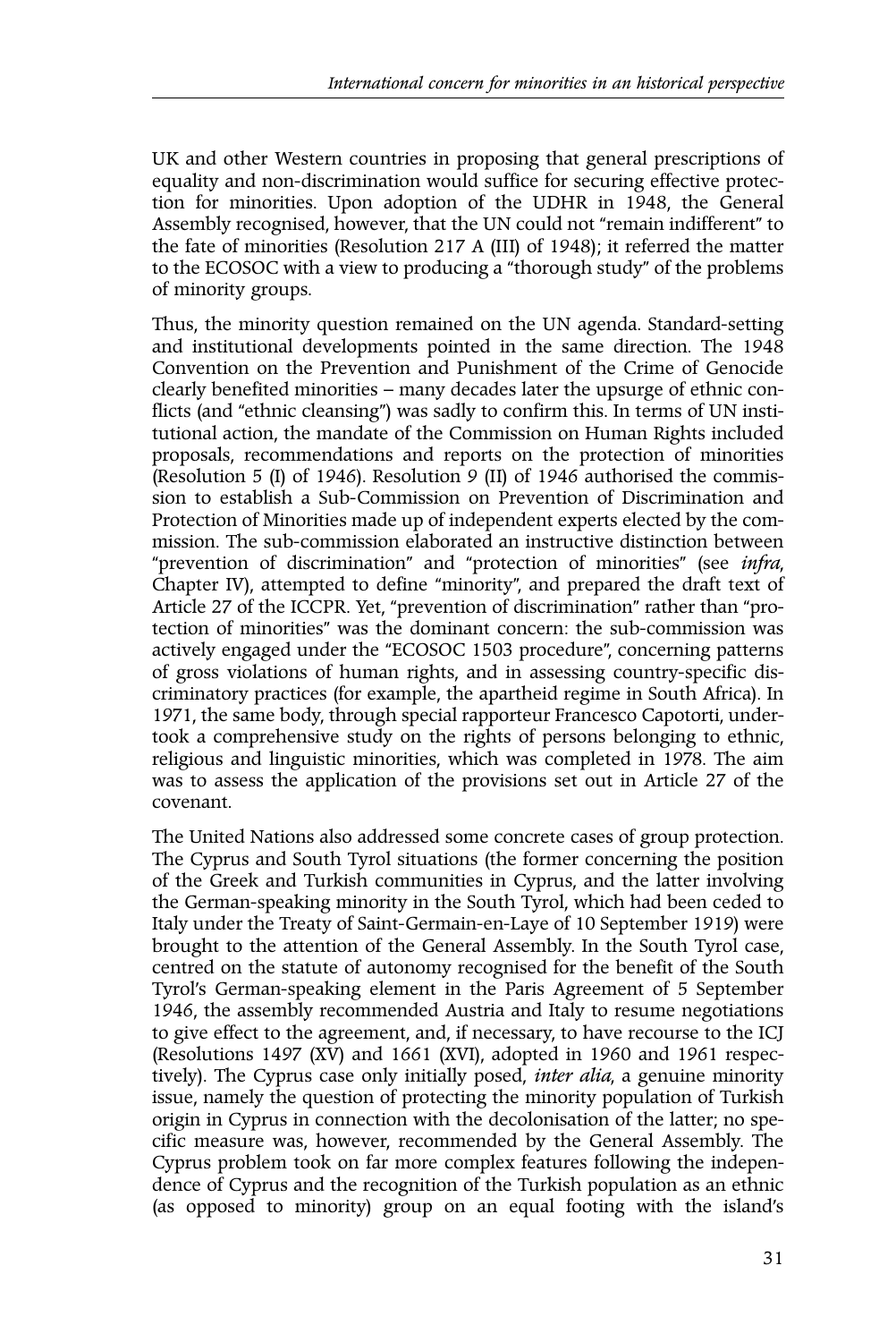UK and other Western countries in proposing that general prescriptions of equality and non-discrimination would suffice for securing effective protection for minorities. Upon adoption of the UDHR in 1948, the General Assembly recognised, however, that the UN could not "remain indifferent" to the fate of minorities (Resolution 217 A (III) of 1948); it referred the matter to the ECOSOC with a view to producing a "thorough study" of the problems of minority groups.

Thus, the minority question remained on the UN agenda. Standard-setting and institutional developments pointed in the same direction. The 1948 Convention on the Prevention and Punishment of the Crime of Genocide clearly benefited minorities – many decades later the upsurge of ethnic conflicts (and "ethnic cleansing") was sadly to confirm this. In terms of UN institutional action, the mandate of the Commission on Human Rights included proposals, recommendations and reports on the protection of minorities (Resolution 5 (I) of 1946). Resolution 9 (II) of 1946 authorised the commission to establish a Sub-Commission on Prevention of Discrimination and Protection of Minorities made up of independent experts elected by the commission. The sub-commission elaborated an instructive distinction between "prevention of discrimination" and "protection of minorities" (see *infra*, Chapter IV), attempted to define "minority", and prepared the draft text of Article 27 of the ICCPR. Yet, "prevention of discrimination" rather than "protection of minorities" was the dominant concern: the sub-commission was actively engaged under the "ECOSOC 1503 procedure", concerning patterns of gross violations of human rights, and in assessing country-specific discriminatory practices (for example, the apartheid regime in South Africa). In 1971, the same body, through special rapporteur Francesco Capotorti, undertook a comprehensive study on the rights of persons belonging to ethnic, religious and linguistic minorities, which was completed in 1978. The aim was to assess the application of the provisions set out in Article 27 of the covenant.

The United Nations also addressed some concrete cases of group protection. The Cyprus and South Tyrol situations (the former concerning the position of the Greek and Turkish communities in Cyprus, and the latter involving the German-speaking minority in the South Tyrol, which had been ceded to Italy under the Treaty of Saint-Germain-en-Laye of 10 September 1919) were brought to the attention of the General Assembly. In the South Tyrol case, centred on the statute of autonomy recognised for the benefit of the South Tyrol's German-speaking element in the Paris Agreement of 5 September 1946, the assembly recommended Austria and Italy to resume negotiations to give effect to the agreement, and, if necessary, to have recourse to the ICJ (Resolutions 1497 (XV) and 1661 (XVI), adopted in 1960 and 1961 respectively). The Cyprus case only initially posed, *inter alia*, a genuine minority issue, namely the question of protecting the minority population of Turkish origin in Cyprus in connection with the decolonisation of the latter; no specific measure was, however, recommended by the General Assembly. The Cyprus problem took on far more complex features following the independence of Cyprus and the recognition of the Turkish population as an ethnic (as opposed to minority) group on an equal footing with the island's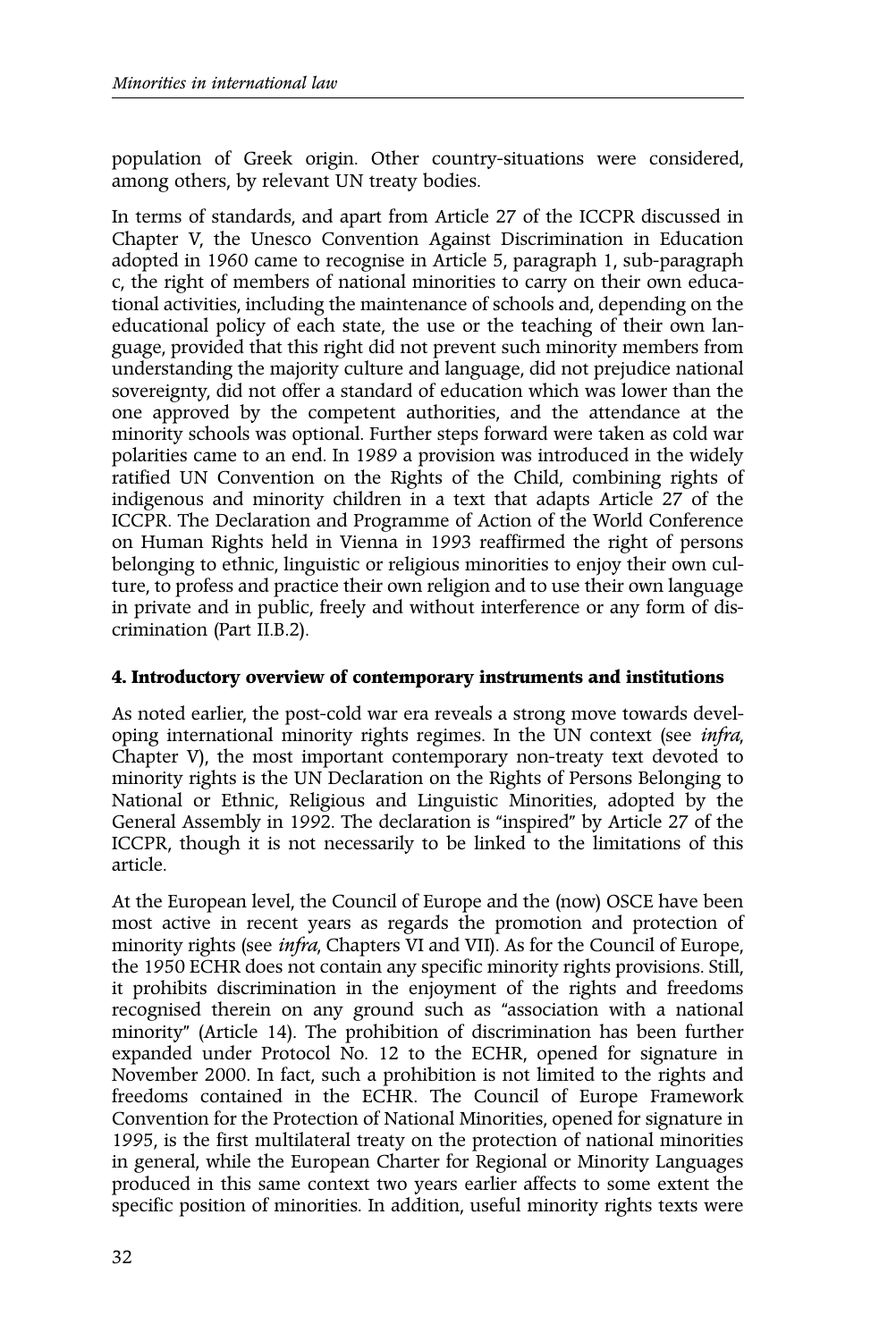population of Greek origin. Other country-situations were considered, among others, by relevant UN treaty bodies.

In terms of standards, and apart from Article 27 of the ICCPR discussed in Chapter V, the Unesco Convention Against Discrimination in Education adopted in 1960 came to recognise in Article 5, paragraph 1, sub-paragraph c, the right of members of national minorities to carry on their own educational activities, including the maintenance of schools and, depending on the educational policy of each state, the use or the teaching of their own language, provided that this right did not prevent such minority members from understanding the majority culture and language, did not prejudice national sovereignty, did not offer a standard of education which was lower than the one approved by the competent authorities, and the attendance at the minority schools was optional. Further steps forward were taken as cold war polarities came to an end. In 1989 a provision was introduced in the widely ratified UN Convention on the Rights of the Child, combining rights of indigenous and minority children in a text that adapts Article 27 of the ICCPR. The Declaration and Programme of Action of the World Conference on Human Rights held in Vienna in 1993 reaffirmed the right of persons belonging to ethnic, linguistic or religious minorities to enjoy their own culture, to profess and practice their own religion and to use their own language in private and in public, freely and without interference or any form of discrimination (Part II.B.2).

## 4. Introductory overview of contemporary instruments and institutions

As noted earlier, the post-cold war era reveals a strong move towards developing international minority rights regimes. In the UN context (see *infra*, Chapter V), the most important contemporary non-treaty text devoted to minority rights is the UN Declaration on the Rights of Persons Belonging to National or Ethnic, Religious and Linguistic Minorities, adopted by the General Assembly in 1992. The declaration is "inspired" by Article 27 of the ICCPR, though it is not necessarily to be linked to the limitations of this article.

At the European level, the Council of Europe and the (now) OSCE have been most active in recent years as regards the promotion and protection of minority rights (see *infra*, Chapters VI and VII). As for the Council of Europe, the 1950 ECHR does not contain any specific minority rights provisions. Still, it prohibits discrimination in the enjoyment of the rights and freedoms recognised therein on any ground such as "association with a national minority" (Article 14). The prohibition of discrimination has been further expanded under Protocol No. 12 to the ECHR, opened for signature in November 2000. In fact, such a prohibition is not limited to the rights and freedoms contained in the ECHR. The Council of Europe Framework Convention for the Protection of National Minorities, opened for signature in 1995, is the first multilateral treaty on the protection of national minorities in general, while the European Charter for Regional or Minority Languages produced in this same context two years earlier affects to some extent the specific position of minorities. In addition, useful minority rights texts were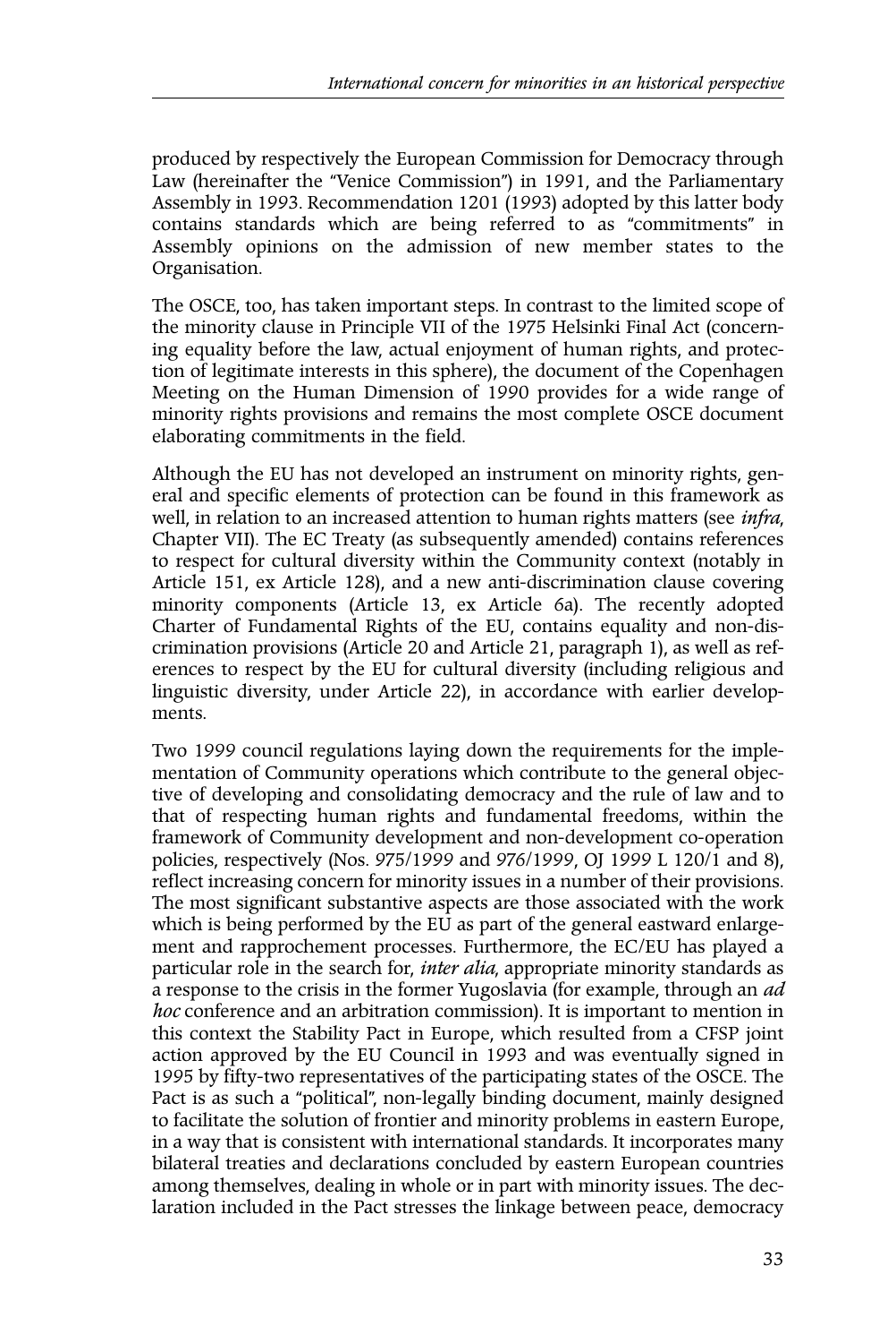produced by respectively the European Commission for Democracy through Law (hereinafter the "Venice Commission") in 1991, and the Parliamentary Assembly in 1993. Recommendation 1201 (1993) adopted by this latter body contains standards which are being referred to as "commitments" in Assembly opinions on the admission of new member states to the Organisation.

The OSCE, too, has taken important steps. In contrast to the limited scope of the minority clause in Principle VII of the 1975 Helsinki Final Act (concerning equality before the law, actual enjoyment of human rights, and protection of legitimate interests in this sphere), the document of the Copenhagen Meeting on the Human Dimension of 1990 provides for a wide range of minority rights provisions and remains the most complete OSCE document elaborating commitments in the field.

Although the EU has not developed an instrument on minority rights, general and specific elements of protection can be found in this framework as well, in relation to an increased attention to human rights matters (see *infra*, Chapter VII). The EC Treaty (as subsequently amended) contains references to respect for cultural diversity within the Community context (notably in Article 151, ex Article 128), and a new anti-discrimination clause covering minority components (Article 13, ex Article 6a). The recently adopted Charter of Fundamental Rights of the EU, contains equality and non-discrimination provisions (Article 20 and Article 21, paragraph 1), as well as references to respect by the EU for cultural diversity (including religious and linguistic diversity, under Article 22), in accordance with earlier developments.

Two 1999 council regulations laying down the requirements for the implementation of Community operations which contribute to the general objective of developing and consolidating democracy and the rule of law and to that of respecting human rights and fundamental freedoms, within the framework of Community development and non-development co-operation policies, respectively (Nos. 975/1999 and 976/1999, OJ 1999 L 120/1 and 8), reflect increasing concern for minority issues in a number of their provisions. The most significant substantive aspects are those associated with the work which is being performed by the EU as part of the general eastward enlargement and rapprochement processes. Furthermore, the EC/EU has played a particular role in the search for, *inter alia*, appropriate minority standards as a response to the crisis in the former Yugoslavia (for example, through an *ad hoc* conference and an arbitration commission). It is important to mention in this context the Stability Pact in Europe, which resulted from a CFSP joint action approved by the EU Council in 1993 and was eventually signed in 1995 by fifty-two representatives of the participating states of the OSCE. The Pact is as such a "political", non-legally binding document, mainly designed to facilitate the solution of frontier and minority problems in eastern Europe, in a way that is consistent with international standards. It incorporates many bilateral treaties and declarations concluded by eastern European countries among themselves, dealing in whole or in part with minority issues. The declaration included in the Pact stresses the linkage between peace, democracy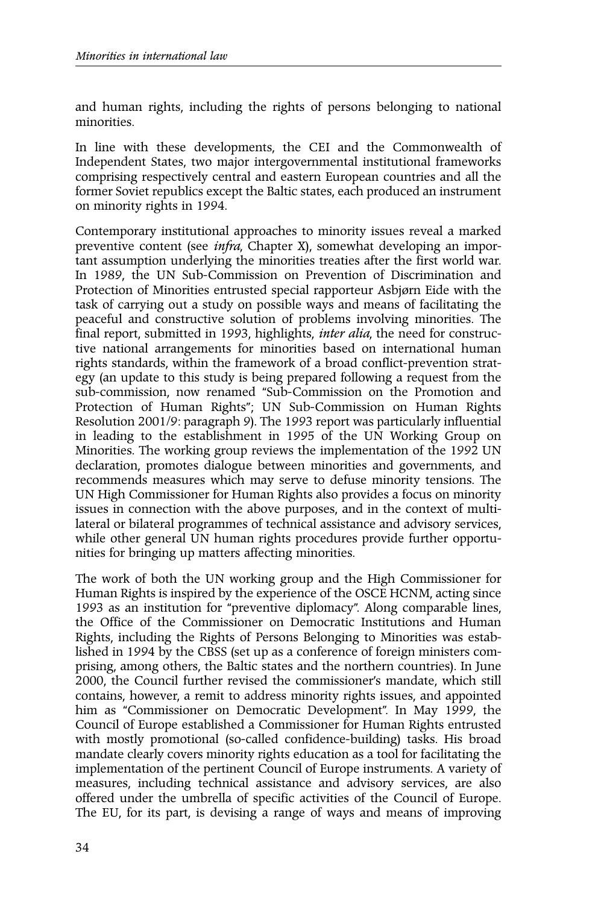and human rights, including the rights of persons belonging to national minorities.

In line with these developments, the CEI and the Commonwealth of Independent States, two major intergovernmental institutional frameworks comprising respectively central and eastern European countries and all the former Soviet republics except the Baltic states, each produced an instrument on minority rights in 1994.

Contemporary institutional approaches to minority issues reveal a marked preventive content (see *infra*, Chapter X), somewhat developing an important assumption underlying the minorities treaties after the first world war. In 1989, the UN Sub-Commission on Prevention of Discrimination and Protection of Minorities entrusted special rapporteur Asbjørn Eide with the task of carrying out a study on possible ways and means of facilitating the peaceful and constructive solution of problems involving minorities. The final report, submitted in 1993, highlights, *inter alia*, the need for constructive national arrangements for minorities based on international human rights standards, within the framework of a broad conflict-prevention strategy (an update to this study is being prepared following a request from the sub-commission, now renamed "Sub-Commission on the Promotion and Protection of Human Rights"; UN Sub-Commission on Human Rights Resolution 2001/9: paragraph 9). The 1993 report was particularly influential in leading to the establishment in 1995 of the UN Working Group on Minorities. The working group reviews the implementation of the 1992 UN declaration, promotes dialogue between minorities and governments, and recommends measures which may serve to defuse minority tensions. The UN High Commissioner for Human Rights also provides a focus on minority issues in connection with the above purposes, and in the context of multilateral or bilateral programmes of technical assistance and advisory services, while other general UN human rights procedures provide further opportunities for bringing up matters affecting minorities.

The work of both the UN working group and the High Commissioner for Human Rights is inspired by the experience of the OSCE HCNM, acting since 1993 as an institution for "preventive diplomacy". Along comparable lines, the Office of the Commissioner on Democratic Institutions and Human Rights, including the Rights of Persons Belonging to Minorities was established in 1994 by the CBSS (set up as a conference of foreign ministers comprising, among others, the Baltic states and the northern countries). In June 2000, the Council further revised the commissioner's mandate, which still contains, however, a remit to address minority rights issues, and appointed him as "Commissioner on Democratic Development". In May 1999, the Council of Europe established a Commissioner for Human Rights entrusted with mostly promotional (so-called confidence-building) tasks. His broad mandate clearly covers minority rights education as a tool for facilitating the implementation of the pertinent Council of Europe instruments. A variety of measures, including technical assistance and advisory services, are also offered under the umbrella of specific activities of the Council of Europe. The EU, for its part, is devising a range of ways and means of improving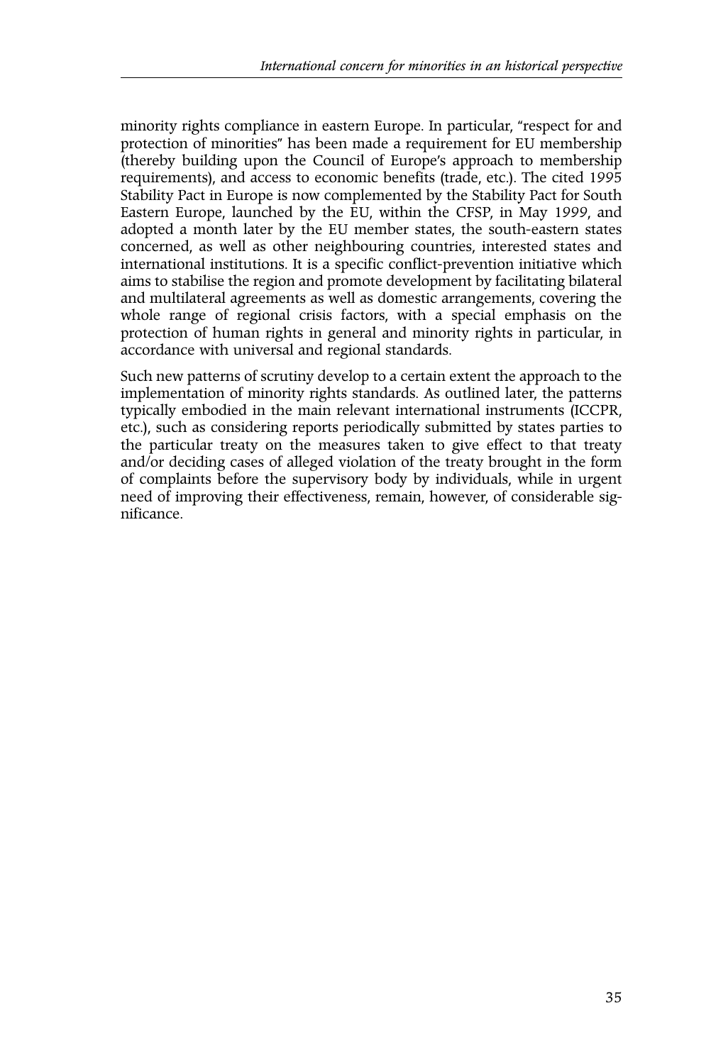minority rights compliance in eastern Europe. In particular, "respect for and protection of minorities" has been made a requirement for EU membership (thereby building upon the Council of Europe's approach to membership requirements), and access to economic benefits (trade, etc.). The cited 1995 Stability Pact in Europe is now complemented by the Stability Pact for South Eastern Europe, launched by the EU, within the CFSP, in May 1999, and adopted a month later by the EU member states, the south-eastern states concerned, as well as other neighbouring countries, interested states and international institutions. It is a specific conflict-prevention initiative which aims to stabilise the region and promote development by facilitating bilateral and multilateral agreements as well as domestic arrangements, covering the whole range of regional crisis factors, with a special emphasis on the protection of human rights in general and minority rights in particular, in accordance with universal and regional standards.

Such new patterns of scrutiny develop to a certain extent the approach to the implementation of minority rights standards. As outlined later, the patterns typically embodied in the main relevant international instruments (ICCPR, etc.), such as considering reports periodically submitted by states parties to the particular treaty on the measures taken to give effect to that treaty and/or deciding cases of alleged violation of the treaty brought in the form of complaints before the supervisory body by individuals, while in urgent need of improving their effectiveness, remain, however, of considerable significance.